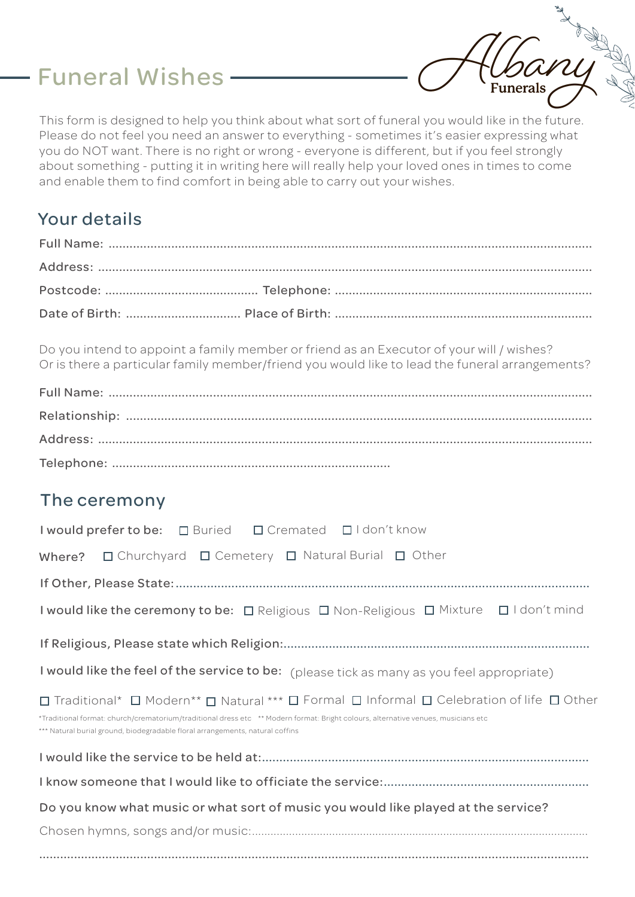# Funeral Wishes

Albany Funerals

This form is designed to help you think about what sort of funeral you would like in the future. Please do not feel you need an answer to everything - sometimes it's easier expressing what you do NOT want. There is no right or wrong - everyone is different, but if you feel strongly about something - putting it in writing here will really help your loved ones in times to come and enable them to find comfort in being able to carry out your wishes.

## Your details

Full Name: ..........................................................................................................................................

Address: ..............................................................................................................................................

Postcode: ........................................... Telephone: .........................................................................

Date of Birth: ................................ Place of Birth: .........................................................................

Do you intend to appoint a family member or friend as an Executor of your will / wishes?
Or is there a particular family member/friend you would like to lead the funeral arrangements?

Full Name: ..........................................................................................................................................

Relationship: .......................................................................................................................................

Address: ..............................................................................................................................................

Telephone: ...............................................................................

## The ceremony

**I would prefer to be:** ☐ Buried ☐ Cremated ☐ I don't know

**Where?** ☐ Churchyard ☐ Cemetery ☐ Natural Burial ☐ Other

**If Other, Please State:**......................................................................................................................

**I would like the ceremony to be:** ☐ Religious ☐ Non-Religious ☐ Mixture ☐ I don't mind

**If Religious, Please state which Religion:**.......................................................................................

**I would like the feel of the service to be:** (please tick as many as you feel appropriate)

☐ Traditional* ☐ Modern** ☐ Natural *** ☐ Formal ☐ Informal ☐ Celebration of life ☐ Other

*Traditional format: church/crematorium/traditional dress etc ** Modern format: Bright colours, alternative venues, musicians etc
*** Natural burial ground, biodegradable floral arrangements, natural coffins

**I would like the service to be held at:**.............................................................................................

**I know someone that I would like to officiate the service:**..........................................................

**Do you know what music or what sort of music you would like played at the service?**

Chosen hymns, songs and/or music:..........................................................................................................

..............................................................................................................................................................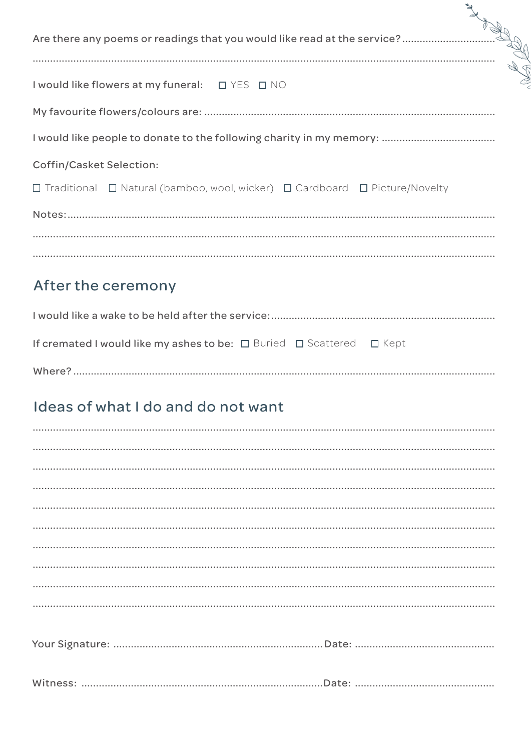Are there any poems or readings that you would like read at the service? ..............................

.............................................................................................................................................

I would like flowers at my funeral: ☐ YES ☐ NO

My favourite flowers/colours are: ..................................................................................

I would like people to donate to the following charity in my memory: ......................................

Coffin/Casket Selection:

☐ Traditional ☐ Natural (bamboo, wool, wicker) ☐ Cardboard ☐ Picture/Novelty

Notes: .......................................................................................................................

.............................................................................................................................................

.............................................................................................................................................

## After the ceremony

I would like a wake to be held after the service: ..........................................................

If cremated I would like my ashes to be: ☐ Buried ☐ Scattered ☐ Kept

Where? .......................................................................................................................

## Ideas of what I do and do not want

.............................................................................................................................................

.............................................................................................................................................

.............................................................................................................................................

.............................................................................................................................................

.............................................................................................................................................

.............................................................................................................................................

.............................................................................................................................................

.............................................................................................................................................

.............................................................................................................................................

.............................................................................................................................................

Your Signature: ....................................................................... Date: ................................................

Witness: ................................................................................. Date: ................................................